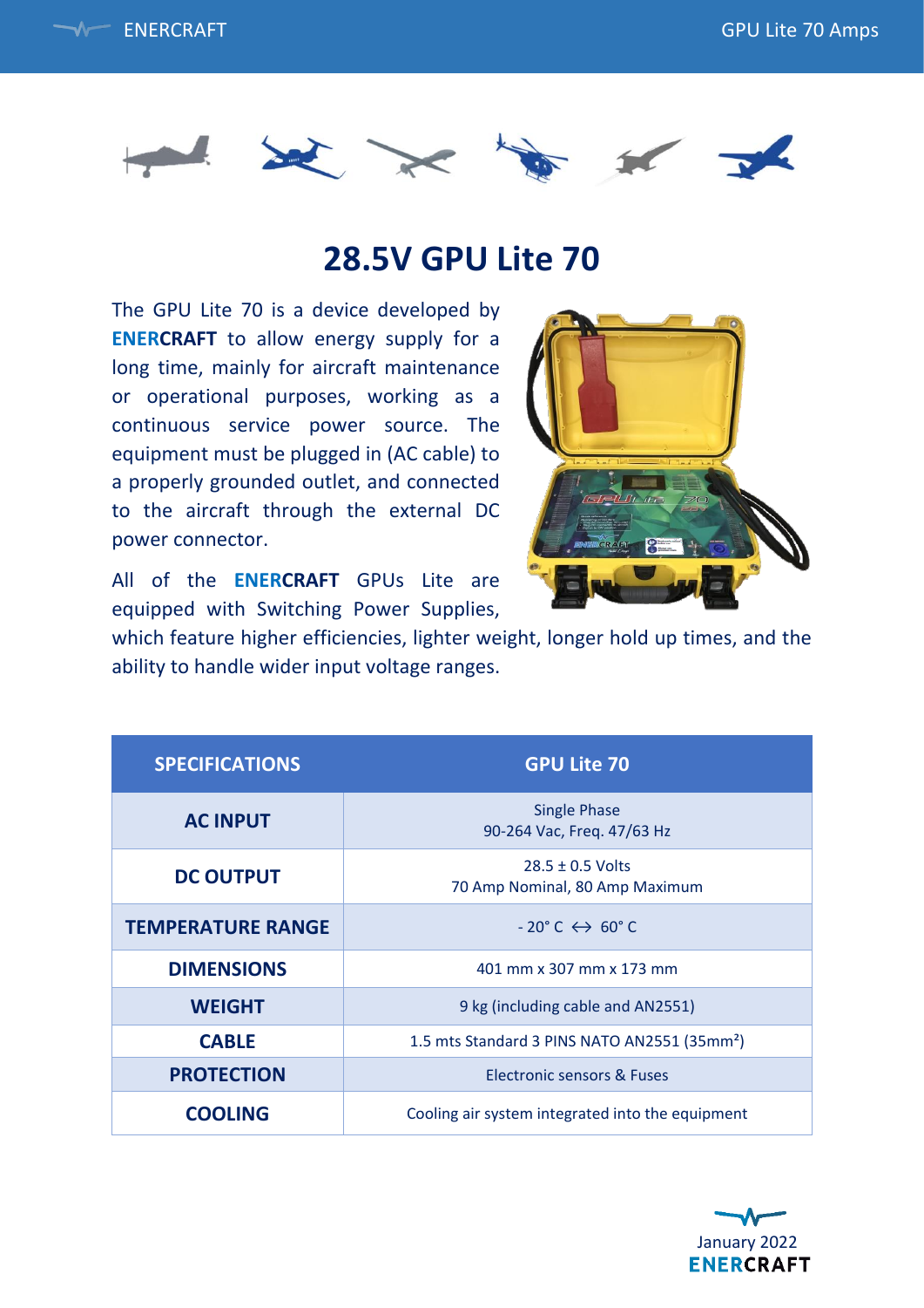# 28.5V GPU Lite 70

The GPU Lite 70 is a device developed by **ENERCRAFT** to allow energy supply for a long time, mainly for aircraft maintenance or operational purposes, working as a continuous service power source. The equipment must be plugged in (AC cable) to a properly grounded outlet, and connected to the aircraft through the external DC power connector.

All of the **ENERCRAFT** GPUs Lite are equipped with Switching Power Supplies, which feature higher efficiencies, lighter weight, longer hold up times, and the ability to handle wider input voltage ranges.

| SPECIFICATIONS | GPU Lite 70 |
|---|---|
| **AC INPUT** | Single Phase<br>90-264 Vac, Freq. 47/63 Hz |
| **DC OUTPUT** | 28.5 ± 0.5 Volts<br>70 Amp Nominal, 80 Amp Maximum |
| **TEMPERATURE RANGE** | - 20° C ↔ 60° C |
| **DIMENSIONS** | 401 mm x 307 mm x 173 mm |
| **WEIGHT** | 9 kg (including cable and AN2551) |
| **CABLE** | 1.5 mts Standard 3 PINS NATO AN2551 (35mm²) |
| **PROTECTION** | Electronic sensors & Fuses |
| **COOLING** | Cooling air system integrated into the equipment |

January 2022
**ENERCRAFT**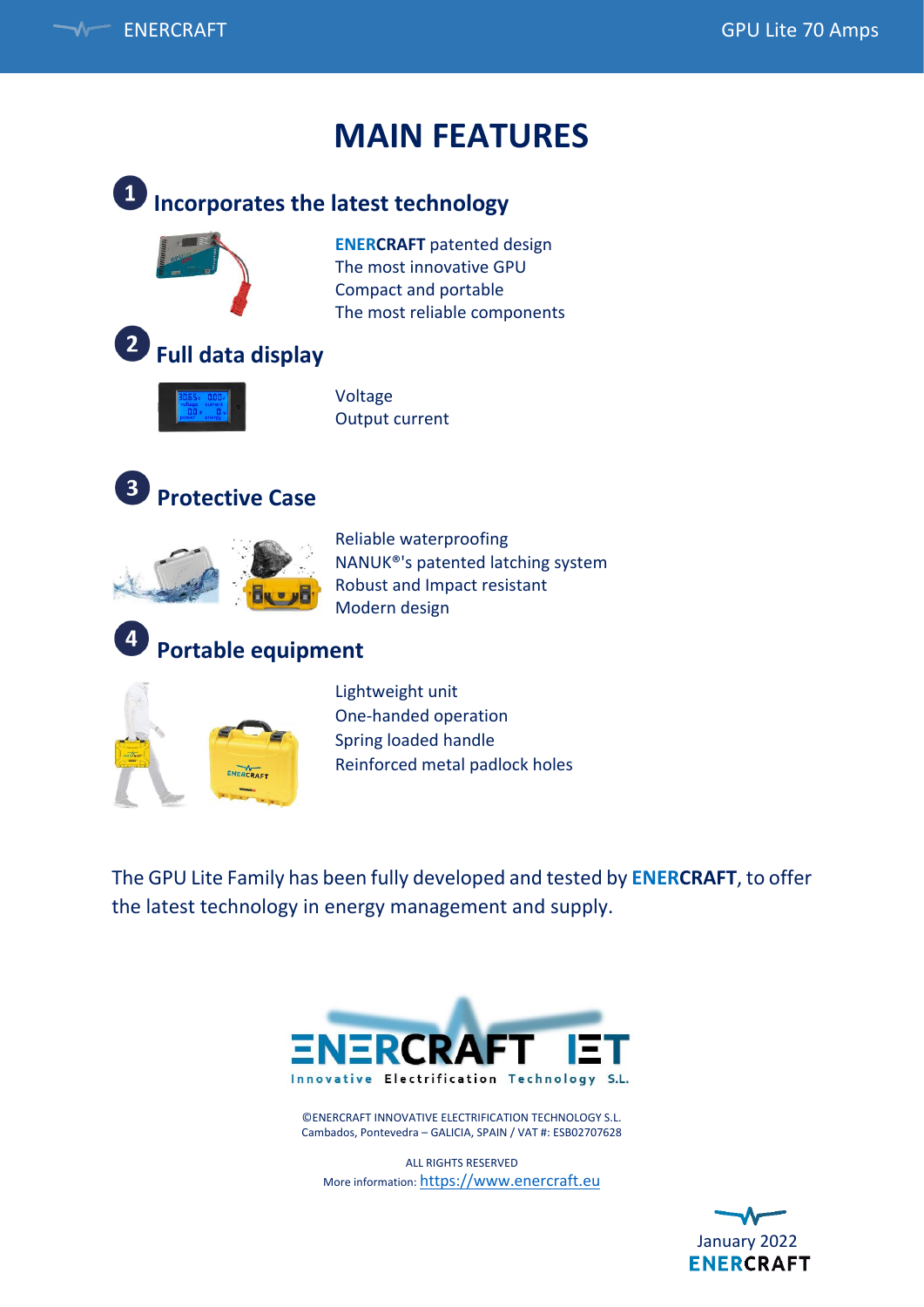# MAIN FEATURES

## 1 Incorporates the latest technology

**ENERCRAFT** patented design
The most innovative GPU
Compact and portable
The most reliable components

## 2 Full data display

Voltage
Output current

## 3 Protective Case

Reliable waterproofing
NANUK®'s patented latching system
Robust and Impact resistant
Modern design

## 4 Portable equipment

Lightweight unit
One-handed operation
Spring loaded handle
Reinforced metal padlock holes

The GPU Lite Family has been fully developed and tested by **ENERCRAFT**, to offer the latest technology in energy management and supply.

ENERCRAFT IET
Innovative Electrification Technology S.L.

©ENERCRAFT INNOVATIVE ELECTRIFICATION TECHNOLOGY S.L.
Cambados, Pontevedra – GALICIA, SPAIN / VAT #: ESB02707628

ALL RIGHTS RESERVED
More information: https://www.enercraft.eu

January 2022
ENERCRAFT